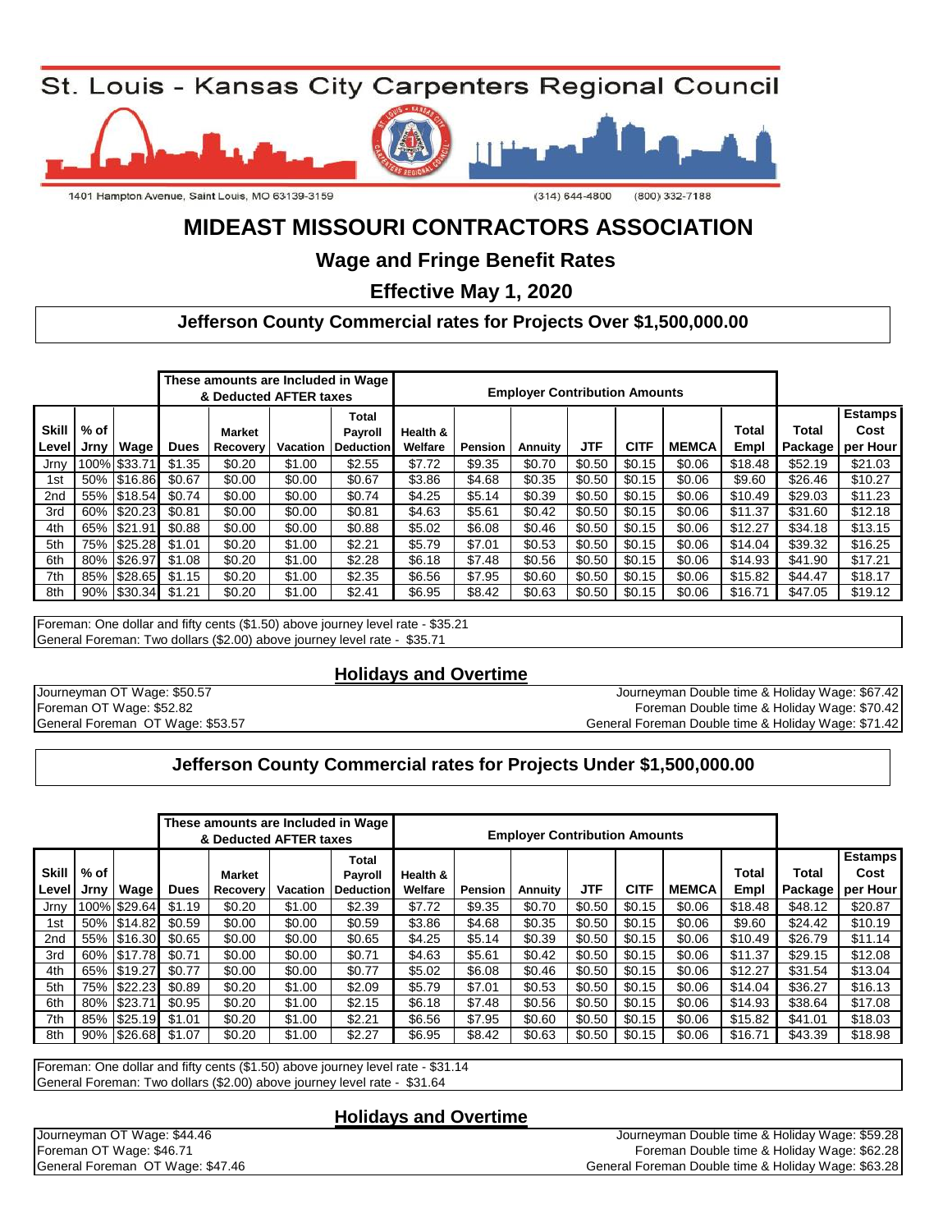St. Louis - Kansas City Carpenters Regional Council

1401 Hampton Avenue, Saint Louis, MO 63139-3159 (314) 644-4800 (800) 332-7188

# MIDEAST MISSOURI CONTRACTORS ASSOCIATION

## Wage and Fringe Benefit Rates

## Effective May 1, 2020

### Jefferson County Commercial rates for Projects Over $1,500,000.00

| | | | These amounts are Included in Wage & Deducted AFTER taxes | | | | Employer Contribution Amounts | | | | | | | | |
|---|---|---|---|---|---|---|---|---|---|---|---|---|---|---|---|
| Skill Level | % of Jrny | Wage | Dues | Market Recovery | Vacation | Total Payroll Deduction | Health & Welfare | Pension | Annuity | JTF | CITF | MEMCA | Total Empl | Total Package | Estamps Cost per Hour |
| Jrny | 100% | $33.71 | $1.35 | $0.20 | $1.00 | $2.55 | $7.72 | $9.35 | $0.70 | $0.50 | $0.15 | $0.06 | $18.48 | $52.19 | $21.03 |
| 1st | 50% | $16.86 | $0.67 | $0.00 | $0.00 | $0.67 | $3.86 | $4.68 | $0.35 | $0.50 | $0.15 | $0.06 | $9.60 | $26.46 | $10.27 |
| 2nd | 55% | $18.54 | $0.74 | $0.00 | $0.00 | $0.74 | $4.25 | $5.14 | $0.39 | $0.50 | $0.15 | $0.06 | $10.49 | $29.03 | $11.23 |
| 3rd | 60% | $20.23 | $0.81 | $0.00 | $0.00 | $0.81 | $4.63 | $5.61 | $0.42 | $0.50 | $0.15 | $0.06 | $11.37 | $31.60 | $12.18 |
| 4th | 65% | $21.91 | $0.88 | $0.00 | $0.00 | $0.88 | $5.02 | $6.08 | $0.46 | $0.50 | $0.15 | $0.06 | $12.27 | $34.18 | $13.15 |
| 5th | 75% | $25.28 | $1.01 | $0.20 | $1.00 | $2.21 | $5.79 | $7.01 | $0.53 | $0.50 | $0.15 | $0.06 | $14.04 | $39.32 | $16.25 |
| 6th | 80% | $26.97 | $1.08 | $0.20 | $1.00 | $2.28 | $6.18 | $7.48 | $0.56 | $0.50 | $0.15 | $0.06 | $14.93 | $41.90 | $17.21 |
| 7th | 85% | $28.65 | $1.15 | $0.20 | $1.00 | $2.35 | $6.56 | $7.95 | $0.60 | $0.50 | $0.15 | $0.06 | $15.82 | $44.47 | $18.17 |
| 8th | 90% | $30.34 | $1.21 | $0.20 | $1.00 | $2.41 | $6.95 | $8.42 | $0.63 | $0.50 | $0.15 | $0.06 | $16.71 | $47.05 | $19.12 |

Foreman: One dollar and fifty cents ($1.50) above journey level rate - $35.21
General Foreman: Two dollars ($2.00) above journey level rate - $35.71

### Holidays and Overtime

Journeyman OT Wage: $50.57
Foreman OT Wage: $52.82
General Foreman OT Wage: $53.57

Journeyman Double time & Holiday Wage: $67.42
Foreman Double time & Holiday Wage: $70.42
General Foreman Double time & Holiday Wage: $71.42

### Jefferson County Commercial rates for Projects Under $1,500,000.00

| | | | These amounts are Included in Wage & Deducted AFTER taxes | | | | Employer Contribution Amounts | | | | | | | | |
|---|---|---|---|---|---|---|---|---|---|---|---|---|---|---|---|
| Skill Level | % of Jrny | Wage | Dues | Market Recovery | Vacation | Total Payroll Deduction | Health & Welfare | Pension | Annuity | JTF | CITF | MEMCA | Total Empl | Total Package | Estamps Cost per Hour |
| Jrny | 100% | $29.64 | $1.19 | $0.20 | $1.00 | $2.39 | $7.72 | $9.35 | $0.70 | $0.50 | $0.15 | $0.06 | $18.48 | $48.12 | $20.87 |
| 1st | 50% | $14.82 | $0.59 | $0.00 | $0.00 | $0.59 | $3.86 | $4.68 | $0.35 | $0.50 | $0.15 | $0.06 | $9.60 | $24.42 | $10.19 |
| 2nd | 55% | $16.30 | $0.65 | $0.00 | $0.00 | $0.65 | $4.25 | $5.14 | $0.39 | $0.50 | $0.15 | $0.06 | $10.49 | $26.79 | $11.14 |
| 3rd | 60% | $17.78 | $0.71 | $0.00 | $0.00 | $0.71 | $4.63 | $5.61 | $0.42 | $0.50 | $0.15 | $0.06 | $11.37 | $29.15 | $12.08 |
| 4th | 65% | $19.27 | $0.77 | $0.00 | $0.00 | $0.77 | $5.02 | $6.08 | $0.46 | $0.50 | $0.15 | $0.06 | $12.27 | $31.54 | $13.04 |
| 5th | 75% | $22.23 | $0.89 | $0.20 | $1.00 | $2.09 | $5.79 | $7.01 | $0.53 | $0.50 | $0.15 | $0.06 | $14.04 | $36.27 | $16.13 |
| 6th | 80% | $23.71 | $0.95 | $0.20 | $1.00 | $2.15 | $6.18 | $7.48 | $0.56 | $0.50 | $0.15 | $0.06 | $14.93 | $38.64 | $17.08 |
| 7th | 85% | $25.19 | $1.01 | $0.20 | $1.00 | $2.21 | $6.56 | $7.95 | $0.60 | $0.50 | $0.15 | $0.06 | $15.82 | $41.01 | $18.03 |
| 8th | 90% | $26.68 | $1.07 | $0.20 | $1.00 | $2.27 | $6.95 | $8.42 | $0.63 | $0.50 | $0.15 | $0.06 | $16.71 | $43.39 | $18.98 |

Foreman: One dollar and fifty cents ($1.50) above journey level rate - $31.14
General Foreman: Two dollars ($2.00) above journey level rate - $31.64

### Holidays and Overtime

Journeyman OT Wage: $44.46
Foreman OT Wage: $46.71
General Foreman OT Wage: $47.46

Journeyman Double time & Holiday Wage: $59.28
Foreman Double time & Holiday Wage: $62.28
General Foreman Double time & Holiday Wage: $63.28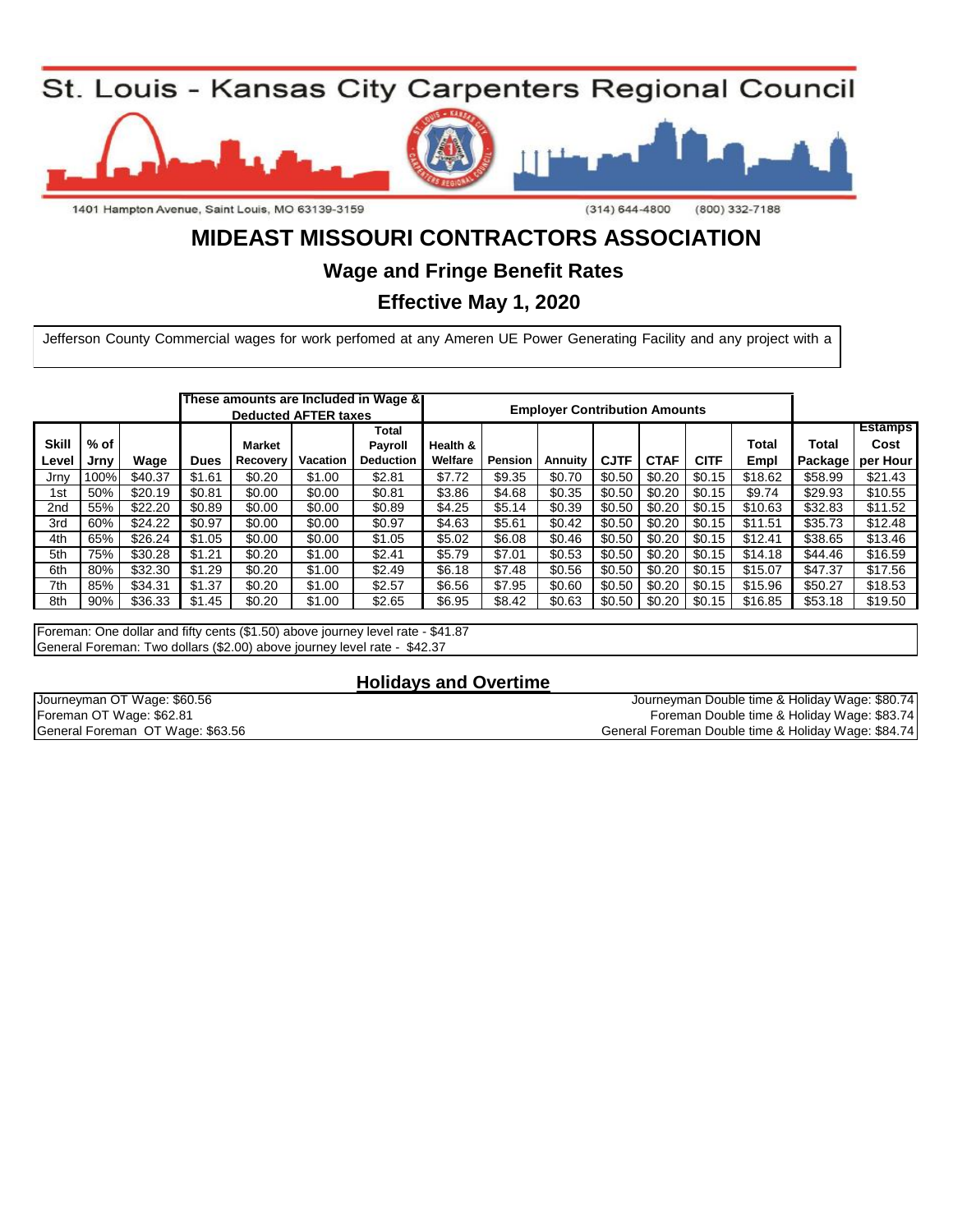St. Louis - Kansas City Carpenters Regional Council

1401 Hampton Avenue, Saint Louis, MO 63139-3159 (314) 644-4800 (800) 332-7188

# MIDEAST MISSOURI CONTRACTORS ASSOCIATION

## Wage and Fringe Benefit Rates

## Effective May 1, 2020

Jefferson County Commercial wages for work perfomed at any Ameren UE Power Generating Facility and any project with a

| | | | These amounts are Included in Wage & Deducted AFTER taxes | | | | Employer Contribution Amounts | | | | | | | | |
|---|---|---|---|---|---|---|---|---|---|---|---|---|---|---|---|
| Skill Level | % of Jrny | Wage | Dues | Market Recovery | Vacation | Total Payroll Deduction | Health & Welfare | Pension | Annuity | CJTF | CTAF | CITF | Total Empl | Total Package | Estamps Cost per Hour |
| Jrny | 100% | $40.37 | $1.61 | $0.20 | $1.00 | $2.81 | $7.72 | $9.35 | $0.70 | $0.50 | $0.20 | $0.15 | $18.62 | $58.99 | $21.43 |
| 1st | 50% | $20.19 | $0.81 | $0.00 | $0.00 | $0.81 | $3.86 | $4.68 | $0.35 | $0.50 | $0.20 | $0.15 | $9.74 | $29.93 | $10.55 |
| 2nd | 55% | $22.20 | $0.89 | $0.00 | $0.00 | $0.89 | $4.25 | $5.14 | $0.39 | $0.50 | $0.20 | $0.15 | $10.63 | $32.83 | $11.52 |
| 3rd | 60% | $24.22 | $0.97 | $0.00 | $0.00 | $0.97 | $4.63 | $5.61 | $0.42 | $0.50 | $0.20 | $0.15 | $11.51 | $35.73 | $12.48 |
| 4th | 65% | $26.24 | $1.05 | $0.00 | $0.00 | $1.05 | $5.02 | $6.08 | $0.46 | $0.50 | $0.20 | $0.15 | $12.41 | $38.65 | $13.46 |
| 5th | 75% | $30.28 | $1.21 | $0.20 | $1.00 | $2.41 | $5.79 | $7.01 | $0.53 | $0.50 | $0.20 | $0.15 | $14.18 | $44.46 | $16.59 |
| 6th | 80% | $32.30 | $1.29 | $0.20 | $1.00 | $2.49 | $6.18 | $7.48 | $0.56 | $0.50 | $0.20 | $0.15 | $15.07 | $47.37 | $17.56 |
| 7th | 85% | $34.31 | $1.37 | $0.20 | $1.00 | $2.57 | $6.56 | $7.95 | $0.60 | $0.50 | $0.20 | $0.15 | $15.96 | $50.27 | $18.53 |
| 8th | 90% | $36.33 | $1.45 | $0.20 | $1.00 | $2.65 | $6.95 | $8.42 | $0.63 | $0.50 | $0.20 | $0.15 | $16.85 | $53.18 | $19.50 |

Foreman: One dollar and fifty cents ($1.50) above journey level rate - $41.87
General Foreman: Two dollars ($2.00) above journey level rate - $42.37

## Holidays and Overtime

Journeyman OT Wage: $60.56
Foreman OT Wage: $62.81
General Foreman OT Wage: $63.56

Journeyman Double time & Holiday Wage: $80.74
Foreman Double time & Holiday Wage: $83.74
General Foreman Double time & Holiday Wage: $84.74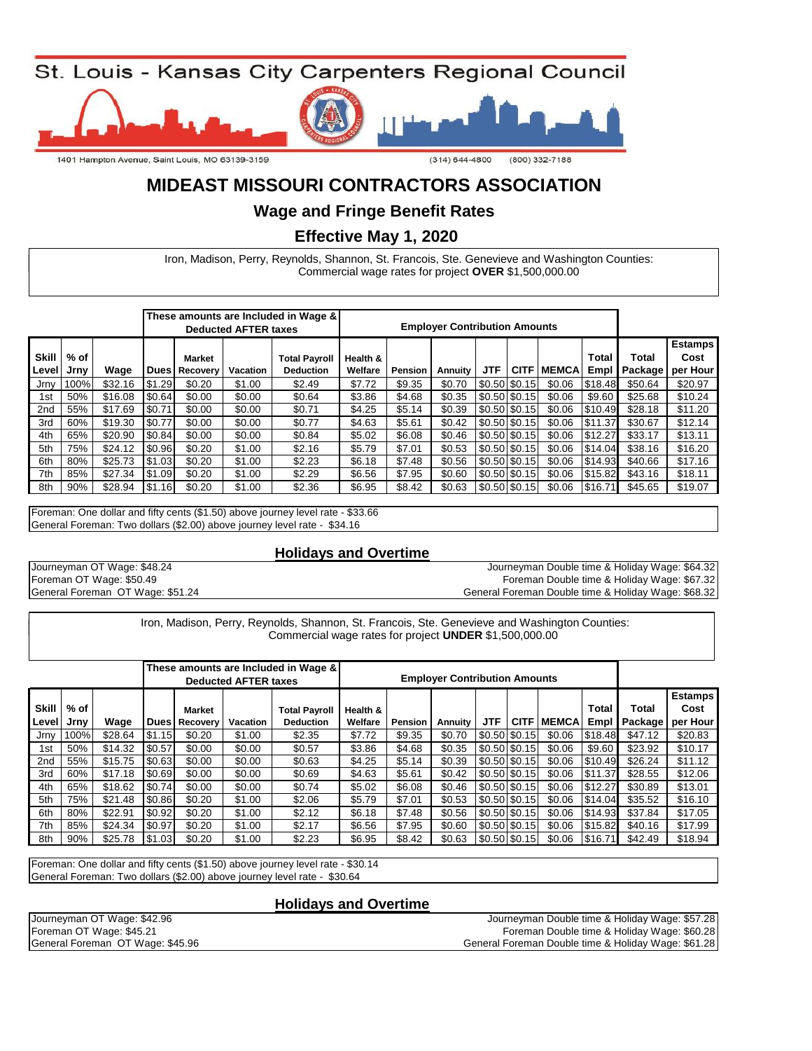St. Louis - Kansas City Carpenters Regional Council

1401 Hampton Avenue, Saint Louis, MO 63139-3159

(314) 644-4800 (800) 332-7188

# MIDEAST MISSOURI CONTRACTORS ASSOCIATION

## Wage and Fringe Benefit Rates

## Effective May 1, 2020

Iron, Madison, Perry, Reynolds, Shannon, St. Francois, Ste. Genevieve and Washington Counties:
Commercial wage rates for project **OVER** $1,500,000.00

| | | | These amounts are Included in Wage & Deducted AFTER taxes | | | | Employer Contribution Amounts | | | | | | | | |
|---|---|---|---|---|---|---|---|---|---|---|---|---|---|---|---|
| Skill Level | % of Jrny | Wage | Dues | Market Recovery | Vacation | Total Payroll Deduction | Health & Welfare | Pension | Annuity | JTF | CITF | MEMCA | Total Empl | Total Package | Estamps Cost per Hour |
| Jrny | 100% | $32.16 | $1.29 | $0.20 | $1.00 | $2.49 | $7.72 | $9.35 | $0.70 | $0.50 | $0.15 | $0.06 | $18.48 | $50.64 | $20.97 |
| 1st | 50% | $16.08 | $0.64 | $0.00 | $0.00 | $0.64 | $3.86 | $4.68 | $0.35 | $0.50 | $0.15 | $0.06 | $9.60 | $25.68 | $10.24 |
| 2nd | 55% | $17.69 | $0.71 | $0.00 | $0.00 | $0.71 | $4.25 | $5.14 | $0.39 | $0.50 | $0.15 | $0.06 | $10.49 | $28.18 | $11.20 |
| 3rd | 60% | $19.30 | $0.77 | $0.00 | $0.00 | $0.77 | $4.63 | $5.61 | $0.42 | $0.50 | $0.15 | $0.06 | $11.37 | $30.67 | $12.14 |
| 4th | 65% | $20.90 | $0.84 | $0.00 | $0.00 | $0.84 | $5.02 | $6.08 | $0.46 | $0.50 | $0.15 | $0.06 | $12.27 | $33.17 | $13.11 |
| 5th | 75% | $24.12 | $0.96 | $0.20 | $1.00 | $2.16 | $5.79 | $7.01 | $0.53 | $0.50 | $0.15 | $0.06 | $14.04 | $38.16 | $16.20 |
| 6th | 80% | $25.73 | $1.03 | $0.20 | $1.00 | $2.23 | $6.18 | $7.48 | $0.56 | $0.50 | $0.15 | $0.06 | $14.93 | $40.66 | $17.16 |
| 7th | 85% | $27.34 | $1.09 | $0.20 | $1.00 | $2.29 | $6.56 | $7.95 | $0.60 | $0.50 | $0.15 | $0.06 | $15.82 | $43.16 | $18.11 |
| 8th | 90% | $28.94 | $1.16 | $0.20 | $1.00 | $2.36 | $6.95 | $8.42 | $0.63 | $0.50 | $0.15 | $0.06 | $16.71 | $45.65 | $19.07 |

Foreman: One dollar and fifty cents ($1.50) above journey level rate - $33.66
General Foreman: Two dollars ($2.00) above journey level rate - $34.16

### Holidays and Overtime

Journeyman OT Wage: $48.24
Foreman OT Wage: $50.49
General Foreman OT Wage: $51.24

Journeyman Double time & Holiday Wage: $64.32
Foreman Double time & Holiday Wage: $67.32
General Foreman Double time & Holiday Wage: $68.32

Iron, Madison, Perry, Reynolds, Shannon, St. Francois, Ste. Genevieve and Washington Counties:
Commercial wage rates for project **UNDER** $1,500,000.00

| | | | These amounts are Included in Wage & Deducted AFTER taxes | | | | Employer Contribution Amounts | | | | | | | | |
|---|---|---|---|---|---|---|---|---|---|---|---|---|---|---|---|
| Skill Level | % of Jrny | Wage | Dues | Market Recovery | Vacation | Total Payroll Deduction | Health & Welfare | Pension | Annuity | JTF | CITF | MEMCA | Total Empl | Total Package | Estamps Cost per Hour |
| Jrny | 100% | $28.64 | $1.15 | $0.20 | $1.00 | $2.35 | $7.72 | $9.35 | $0.70 | $0.50 | $0.15 | $0.06 | $18.48 | $47.12 | $20.83 |
| 1st | 50% | $14.32 | $0.57 | $0.00 | $0.00 | $0.57 | $3.86 | $4.68 | $0.35 | $0.50 | $0.15 | $0.06 | $9.60 | $23.92 | $10.17 |
| 2nd | 55% | $15.75 | $0.63 | $0.00 | $0.00 | $0.63 | $4.25 | $5.14 | $0.39 | $0.50 | $0.15 | $0.06 | $10.49 | $26.24 | $11.12 |
| 3rd | 60% | $17.18 | $0.69 | $0.00 | $0.00 | $0.69 | $4.63 | $5.61 | $0.42 | $0.50 | $0.15 | $0.06 | $11.37 | $28.55 | $12.06 |
| 4th | 65% | $18.62 | $0.74 | $0.00 | $0.00 | $0.74 | $5.02 | $6.08 | $0.46 | $0.50 | $0.15 | $0.06 | $12.27 | $30.89 | $13.01 |
| 5th | 75% | $21.48 | $0.86 | $0.20 | $1.00 | $2.06 | $5.79 | $7.01 | $0.53 | $0.50 | $0.15 | $0.06 | $14.04 | $35.52 | $16.10 |
| 6th | 80% | $22.91 | $0.92 | $0.20 | $1.00 | $2.12 | $6.18 | $7.48 | $0.56 | $0.50 | $0.15 | $0.06 | $14.93 | $37.84 | $17.05 |
| 7th | 85% | $24.34 | $0.97 | $0.20 | $1.00 | $2.17 | $6.56 | $7.95 | $0.60 | $0.50 | $0.15 | $0.06 | $15.82 | $40.16 | $17.99 |
| 8th | 90% | $25.78 | $1.03 | $0.20 | $1.00 | $2.23 | $6.95 | $8.42 | $0.63 | $0.50 | $0.15 | $0.06 | $16.71 | $42.49 | $18.94 |

Foreman: One dollar and fifty cents ($1.50) above journey level rate - $30.14
General Foreman: Two dollars ($2.00) above journey level rate - $30.64

### Holidays and Overtime

Journeyman OT Wage: $42.96
Foreman OT Wage: $45.21
General Foreman OT Wage: $45.96

Journeyman Double time & Holiday Wage: $57.28
Foreman Double time & Holiday Wage: $60.28
General Foreman Double time & Holiday Wage: $61.28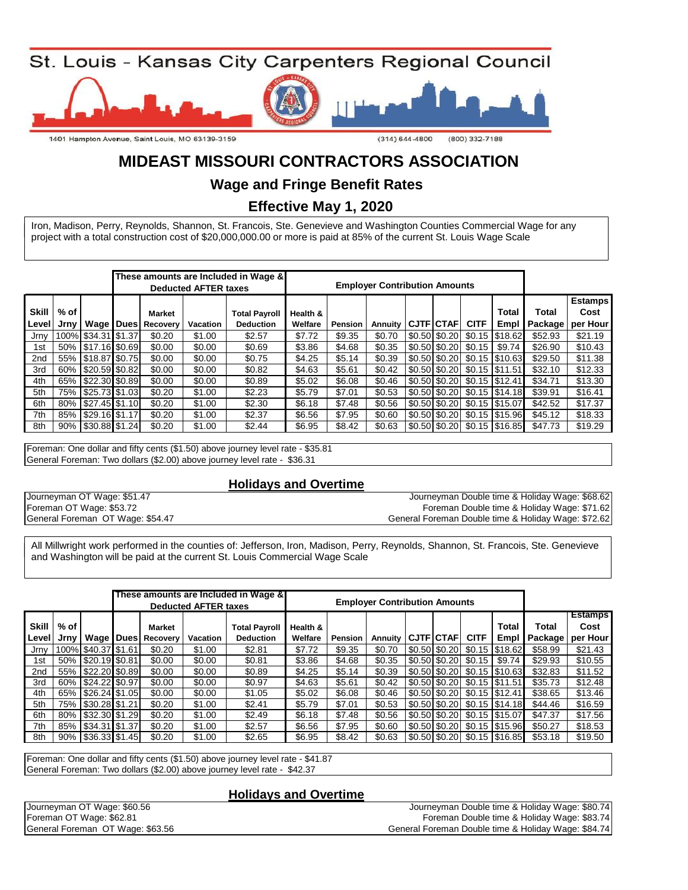# St. Louis - Kansas City Carpenters Regional Council

1401 Hampton Avenue, Saint Louis, MO 63139-3159 (314) 644-4800 (800) 332-7188

## MIDEAST MISSOURI CONTRACTORS ASSOCIATION

### Wage and Fringe Benefit Rates

### Effective May 1, 2020

Iron, Madison, Perry, Reynolds, Shannon, St. Francois, Ste. Genevieve and Washington Counties Commercial Wage for any project with a total construction cost of $20,000,000.00 or more is paid at 85% of the current St. Louis Wage Scale

| | | | These amounts are Included in Wage & Deducted AFTER taxes | | | | Employer Contribution Amounts | | | | | | | | | |
|---|---|---|---|---|---|---|---|---|---|---|---|---|---|---|---|---|
| Skill Level | % of Jrny | Wage | Dues | Market Recovery | Vacation | Total Payroll Deduction | Health & Welfare | Pension | Annuity | CJTF | CTAF | CITF | Total Empl | Total Package | Estamps Cost per Hour |
| Jrny | 100% | $34.31 | $1.37 | $0.20 | $1.00 | $2.57 | $7.72 | $9.35 | $0.70 | $0.50 | $0.20 | $0.15 | $18.62 | $52.93 | $21.19 |
| 1st | 50% | $17.16 | $0.69 | $0.00 | $0.00 | $0.69 | $3.86 | $4.68 | $0.35 | $0.50 | $0.20 | $0.15 | $9.74 | $26.90 | $10.43 |
| 2nd | 55% | $18.87 | $0.75 | $0.00 | $0.00 | $0.75 | $4.25 | $5.14 | $0.39 | $0.50 | $0.20 | $0.15 | $10.63 | $29.50 | $11.38 |
| 3rd | 60% | $20.59 | $0.82 | $0.00 | $0.00 | $0.82 | $4.63 | $5.61 | $0.42 | $0.50 | $0.20 | $0.15 | $11.51 | $32.10 | $12.33 |
| 4th | 65% | $22.30 | $0.89 | $0.00 | $0.00 | $0.89 | $5.02 | $6.08 | $0.46 | $0.50 | $0.20 | $0.15 | $12.41 | $34.71 | $13.30 |
| 5th | 75% | $25.73 | $1.03 | $0.20 | $1.00 | $2.23 | $5.79 | $7.01 | $0.53 | $0.50 | $0.20 | $0.15 | $14.18 | $39.91 | $16.41 |
| 6th | 80% | $27.45 | $1.10 | $0.20 | $1.00 | $2.30 | $6.18 | $7.48 | $0.56 | $0.50 | $0.20 | $0.15 | $15.07 | $42.52 | $17.37 |
| 7th | 85% | $29.16 | $1.17 | $0.20 | $1.00 | $2.37 | $6.56 | $7.95 | $0.60 | $0.50 | $0.20 | $0.15 | $15.96 | $45.12 | $18.33 |
| 8th | 90% | $30.88 | $1.24 | $0.20 | $1.00 | $2.44 | $6.95 | $8.42 | $0.63 | $0.50 | $0.20 | $0.15 | $16.85 | $47.73 | $19.29 |

Foreman: One dollar and fifty cents ($1.50) above journey level rate - $35.81
General Foreman: Two dollars ($2.00) above journey level rate - $36.31

#### Holidays and Overtime

Journeyman OT Wage: $51.47
Foreman OT Wage: $53.72
General Foreman OT Wage: $54.47

Journeyman Double time & Holiday Wage: $68.62
Foreman Double time & Holiday Wage: $71.62
General Foreman Double time & Holiday Wage: $72.62

All Millwright work performed in the counties of: Jefferson, Iron, Madison, Perry, Reynolds, Shannon, St. Francois, Ste. Genevieve and Washington will be paid at the current St. Louis Commercial Wage Scale

| | | | These amounts are Included in Wage & Deducted AFTER taxes | | | | Employer Contribution Amounts | | | | | | | | | |
|---|---|---|---|---|---|---|---|---|---|---|---|---|---|---|---|---|
| Skill Level | % of Jrny | Wage | Dues | Market Recovery | Vacation | Total Payroll Deduction | Health & Welfare | Pension | Annuity | CJTF | CTAF | CITF | Total Empl | Total Package | Estamps Cost per Hour |
| Jrny | 100% | $40.37 | $1.61 | $0.20 | $1.00 | $2.81 | $7.72 | $9.35 | $0.70 | $0.50 | $0.20 | $0.15 | $18.62 | $58.99 | $21.43 |
| 1st | 50% | $20.19 | $0.81 | $0.00 | $0.00 | $0.81 | $3.86 | $4.68 | $0.35 | $0.50 | $0.20 | $0.15 | $9.74 | $29.93 | $10.55 |
| 2nd | 55% | $22.20 | $0.89 | $0.00 | $0.00 | $0.89 | $4.25 | $5.14 | $0.39 | $0.50 | $0.20 | $0.15 | $10.63 | $32.83 | $11.52 |
| 3rd | 60% | $24.22 | $0.97 | $0.00 | $0.00 | $0.97 | $4.63 | $5.61 | $0.42 | $0.50 | $0.20 | $0.15 | $11.51 | $35.73 | $12.48 |
| 4th | 65% | $26.24 | $1.05 | $0.00 | $0.00 | $1.05 | $5.02 | $6.08 | $0.46 | $0.50 | $0.20 | $0.15 | $12.41 | $38.65 | $13.46 |
| 5th | 75% | $30.28 | $1.21 | $0.20 | $1.00 | $2.41 | $5.79 | $7.01 | $0.53 | $0.50 | $0.20 | $0.15 | $14.18 | $44.46 | $16.59 |
| 6th | 80% | $32.30 | $1.29 | $0.20 | $1.00 | $2.49 | $6.18 | $7.48 | $0.56 | $0.50 | $0.20 | $0.15 | $15.07 | $47.37 | $17.56 |
| 7th | 85% | $34.31 | $1.37 | $0.20 | $1.00 | $2.57 | $6.56 | $7.95 | $0.60 | $0.50 | $0.20 | $0.15 | $15.96 | $50.27 | $18.53 |
| 8th | 90% | $36.33 | $1.45 | $0.20 | $1.00 | $2.65 | $6.95 | $8.42 | $0.63 | $0.50 | $0.20 | $0.15 | $16.85 | $53.18 | $19.50 |

Foreman: One dollar and fifty cents ($1.50) above journey level rate - $41.87
General Foreman: Two dollars ($2.00) above journey level rate - $42.37

#### Holidays and Overtime

Journeyman OT Wage: $60.56
Foreman OT Wage: $62.81
General Foreman OT Wage: $63.56

Journeyman Double time & Holiday Wage: $80.74
Foreman Double time & Holiday Wage: $83.74
General Foreman Double time & Holiday Wage: $84.74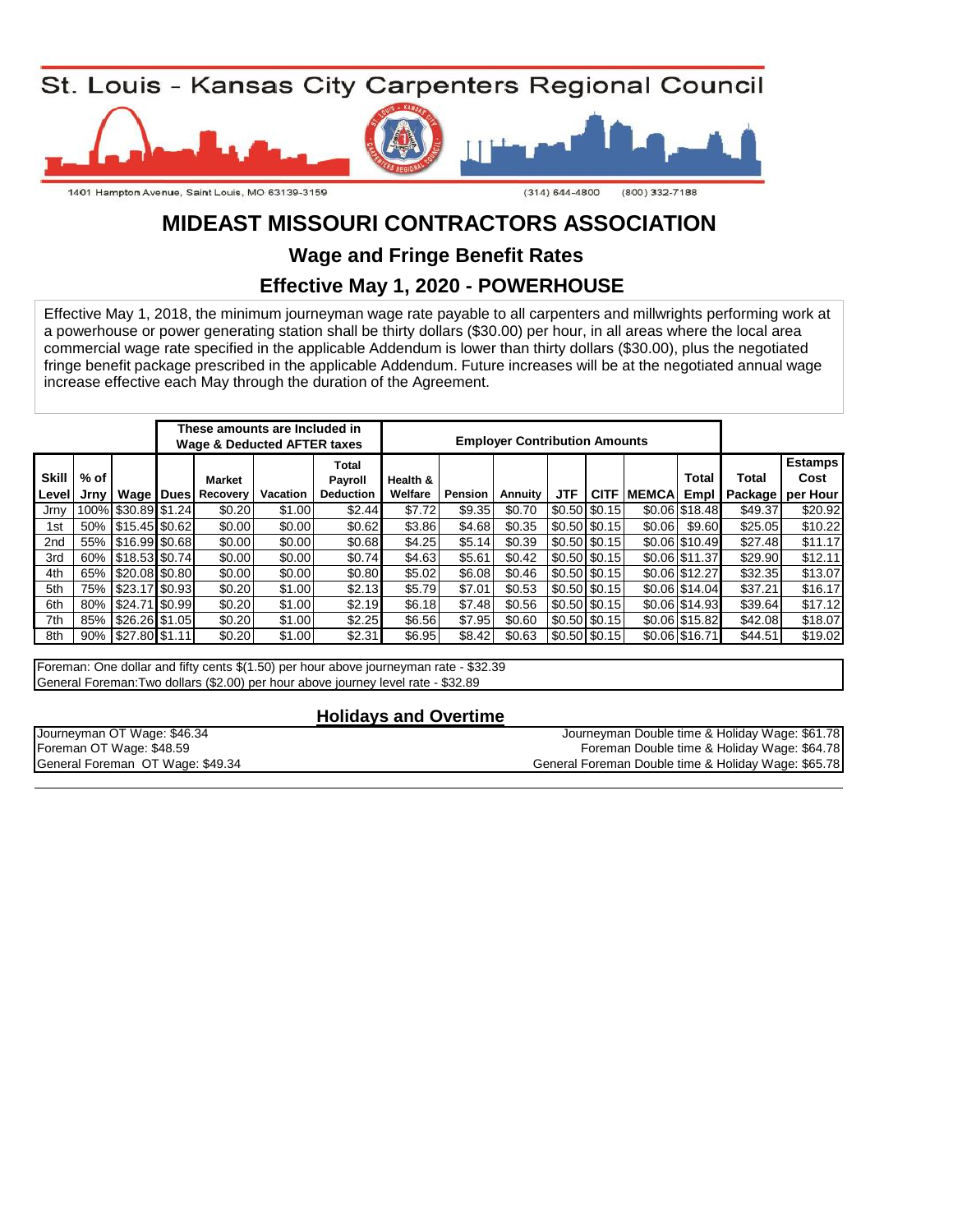St. Louis - Kansas City Carpenters Regional Council

1401 Hampton Avenue, Saint Louis, MO 63139-3159 (314) 644-4800 (800) 332-7188

# MIDEAST MISSOURI CONTRACTORS ASSOCIATION

## Wage and Fringe Benefit Rates

## Effective May 1, 2020 - POWERHOUSE

Effective May 1, 2018, the minimum journeyman wage rate payable to all carpenters and millwrights performing work at a powerhouse or power generating station shall be thirty dollars ($30.00) per hour, in all areas where the local area commercial wage rate specified in the applicable Addendum is lower than thirty dollars ($30.00), plus the negotiated fringe benefit package prescribed in the applicable Addendum. Future increases will be at the negotiated annual wage increase effective each May through the duration of the Agreement.

| | | | These amounts are Included in Wage & Deducted AFTER taxes | | | | Employer Contribution Amounts | | | | | | | | |
|---|---|---|---|---|---|---|---|---|---|---|---|---|---|---|---|
| Skill Level | % of Jrny | Wage | Dues | Market Recovery | Vacation | Total Payroll Deduction | Health & Welfare | Pension | Annuity | JTF | CITF | MEMCA | Total Empl | Total Package | Estamps Cost per Hour |
| Jrny | 100% | $30.89 | $1.24 | $0.20 | $1.00 | $2.44 | $7.72 | $9.35 | $0.70 | $0.50 | $0.15 | $0.06 | $18.48 | $49.37 | $20.92 |
| 1st | 50% | $15.45 | $0.62 | $0.00 | $0.00 | $0.62 | $3.86 | $4.68 | $0.35 | $0.50 | $0.15 | $0.06 | $9.60 | $25.05 | $10.22 |
| 2nd | 55% | $16.99 | $0.68 | $0.00 | $0.00 | $0.68 | $4.25 | $5.14 | $0.39 | $0.50 | $0.15 | $0.06 | $10.49 | $27.48 | $11.17 |
| 3rd | 60% | $18.53 | $0.74 | $0.00 | $0.00 | $0.74 | $4.63 | $5.61 | $0.42 | $0.50 | $0.15 | $0.06 | $11.37 | $29.90 | $12.11 |
| 4th | 65% | $20.08 | $0.80 | $0.00 | $0.00 | $0.80 | $5.02 | $6.08 | $0.46 | $0.50 | $0.15 | $0.06 | $12.27 | $32.35 | $13.07 |
| 5th | 75% | $23.17 | $0.93 | $0.20 | $1.00 | $2.13 | $5.79 | $7.01 | $0.53 | $0.50 | $0.15 | $0.06 | $14.04 | $37.21 | $16.17 |
| 6th | 80% | $24.71 | $0.99 | $0.20 | $1.00 | $2.19 | $6.18 | $7.48 | $0.56 | $0.50 | $0.15 | $0.06 | $14.93 | $39.64 | $17.12 |
| 7th | 85% | $26.26 | $1.05 | $0.20 | $1.00 | $2.25 | $6.56 | $7.95 | $0.60 | $0.50 | $0.15 | $0.06 | $15.82 | $42.08 | $18.07 |
| 8th | 90% | $27.80 | $1.11 | $0.20 | $1.00 | $2.31 | $6.95 | $8.42 | $0.63 | $0.50 | $0.15 | $0.06 | $16.71 | $44.51 | $19.02 |

Foreman: One dollar and fifty cents $(1.50) per hour above journeyman rate - $32.39
General Foreman:Two dollars ($2.00) per hour above journey level rate - $32.89

## Holidays and Overtime

| | |
|---|---|
| Journeyman OT Wage: $46.34 | Journeyman Double time & Holiday Wage: $61.78 |
| Foreman OT Wage: $48.59 | Foreman Double time & Holiday Wage: $64.78 |
| General Foreman OT Wage: $49.34 | General Foreman Double time & Holiday Wage: $65.78 |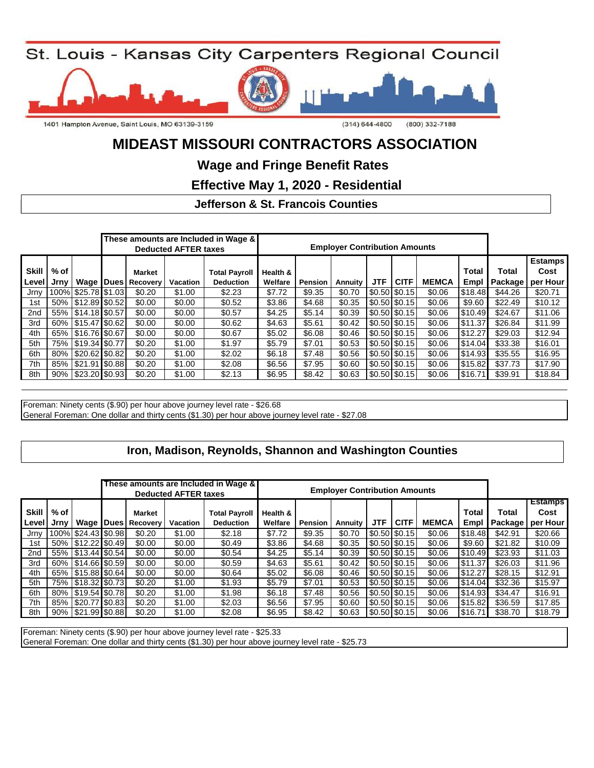# St. Louis - Kansas City Carpenters Regional Council

1401 Hampton Avenue, Saint Louis, MO 63139-3159 (314) 644-4800 (800) 332-7188

## MIDEAST MISSOURI CONTRACTORS ASSOCIATION

### Wage and Fringe Benefit Rates

### Effective May 1, 2020 - Residential

### Jefferson & St. Francois Counties

| | | | These amounts are Included in Wage & Deducted AFTER taxes | | | | Employer Contribution Amounts | | | | | | | | |
|---|---|---|---|---|---|---|---|---|---|---|---|---|---|---|---|
| Skill Level | % of Jrny | Wage | Dues | Market Recovery | Vacation | Total Payroll Deduction | Health & Welfare | Pension | Annuity | JTF | CITF | MEMCA | Total Empl | Total Package | Estamps Cost per Hour |
| Jrny | 100% | $25.78 | $1.03 | $0.20 | $1.00 | $2.23 | $7.72 | $9.35 | $0.70 | $0.50 | $0.15 | $0.06 | $18.48 | $44.26 | $20.71 |
| 1st | 50% | $12.89 | $0.52 | $0.00 | $0.00 | $0.52 | $3.86 | $4.68 | $0.35 | $0.50 | $0.15 | $0.06 | $9.60 | $22.49 | $10.12 |
| 2nd | 55% | $14.18 | $0.57 | $0.00 | $0.00 | $0.57 | $4.25 | $5.14 | $0.39 | $0.50 | $0.15 | $0.06 | $10.49 | $24.67 | $11.06 |
| 3rd | 60% | $15.47 | $0.62 | $0.00 | $0.00 | $0.62 | $4.63 | $5.61 | $0.42 | $0.50 | $0.15 | $0.06 | $11.37 | $26.84 | $11.99 |
| 4th | 65% | $16.76 | $0.67 | $0.00 | $0.00 | $0.67 | $5.02 | $6.08 | $0.46 | $0.50 | $0.15 | $0.06 | $12.27 | $29.03 | $12.94 |
| 5th | 75% | $19.34 | $0.77 | $0.20 | $1.00 | $1.97 | $5.79 | $7.01 | $0.53 | $0.50 | $0.15 | $0.06 | $14.04 | $33.38 | $16.01 |
| 6th | 80% | $20.62 | $0.82 | $0.20 | $1.00 | $2.02 | $6.18 | $7.48 | $0.56 | $0.50 | $0.15 | $0.06 | $14.93 | $35.55 | $16.95 |
| 7th | 85% | $21.91 | $0.88 | $0.20 | $1.00 | $2.08 | $6.56 | $7.95 | $0.60 | $0.50 | $0.15 | $0.06 | $15.82 | $37.73 | $17.90 |
| 8th | 90% | $23.20 | $0.93 | $0.20 | $1.00 | $2.13 | $6.95 | $8.42 | $0.63 | $0.50 | $0.15 | $0.06 | $16.71 | $39.91 | $18.84 |

Foreman: Ninety cents ($.90) per hour above journey level rate - $26.68
General Foreman: One dollar and thirty cents ($1.30) per hour above journey level rate - $27.08

### Iron, Madison, Reynolds, Shannon and Washington Counties

| | | | These amounts are Included in Wage & Deducted AFTER taxes | | | | Employer Contribution Amounts | | | | | | | | |
|---|---|---|---|---|---|---|---|---|---|---|---|---|---|---|---|
| Skill Level | % of Jrny | Wage | Dues | Market Recovery | Vacation | Total Payroll Deduction | Health & Welfare | Pension | Annuity | JTF | CITF | MEMCA | Total Empl | Total Package | Estamps Cost per Hour |
| Jrny | 100% | $24.43 | $0.98 | $0.20 | $1.00 | $2.18 | $7.72 | $9.35 | $0.70 | $0.50 | $0.15 | $0.06 | $18.48 | $42.91 | $20.66 |
| 1st | 50% | $12.22 | $0.49 | $0.00 | $0.00 | $0.49 | $3.86 | $4.68 | $0.35 | $0.50 | $0.15 | $0.06 | $9.60 | $21.82 | $10.09 |
| 2nd | 55% | $13.44 | $0.54 | $0.00 | $0.00 | $0.54 | $4.25 | $5.14 | $0.39 | $0.50 | $0.15 | $0.06 | $10.49 | $23.93 | $11.03 |
| 3rd | 60% | $14.66 | $0.59 | $0.00 | $0.00 | $0.59 | $4.63 | $5.61 | $0.42 | $0.50 | $0.15 | $0.06 | $11.37 | $26.03 | $11.96 |
| 4th | 65% | $15.88 | $0.64 | $0.00 | $0.00 | $0.64 | $5.02 | $6.08 | $0.46 | $0.50 | $0.15 | $0.06 | $12.27 | $28.15 | $12.91 |
| 5th | 75% | $18.32 | $0.73 | $0.20 | $1.00 | $1.93 | $5.79 | $7.01 | $0.53 | $0.50 | $0.15 | $0.06 | $14.04 | $32.36 | $15.97 |
| 6th | 80% | $19.54 | $0.78 | $0.20 | $1.00 | $1.98 | $6.18 | $7.48 | $0.56 | $0.50 | $0.15 | $0.06 | $14.93 | $34.47 | $16.91 |
| 7th | 85% | $20.77 | $0.83 | $0.20 | $1.00 | $2.03 | $6.56 | $7.95 | $0.60 | $0.50 | $0.15 | $0.06 | $15.82 | $36.59 | $17.85 |
| 8th | 90% | $21.99 | $0.88 | $0.20 | $1.00 | $2.08 | $6.95 | $8.42 | $0.63 | $0.50 | $0.15 | $0.06 | $16.71 | $38.70 | $18.79 |

Foreman: Ninety cents ($.90) per hour above journey level rate - $25.33
General Foreman: One dollar and thirty cents ($1.30) per hour above journey level rate - $25.73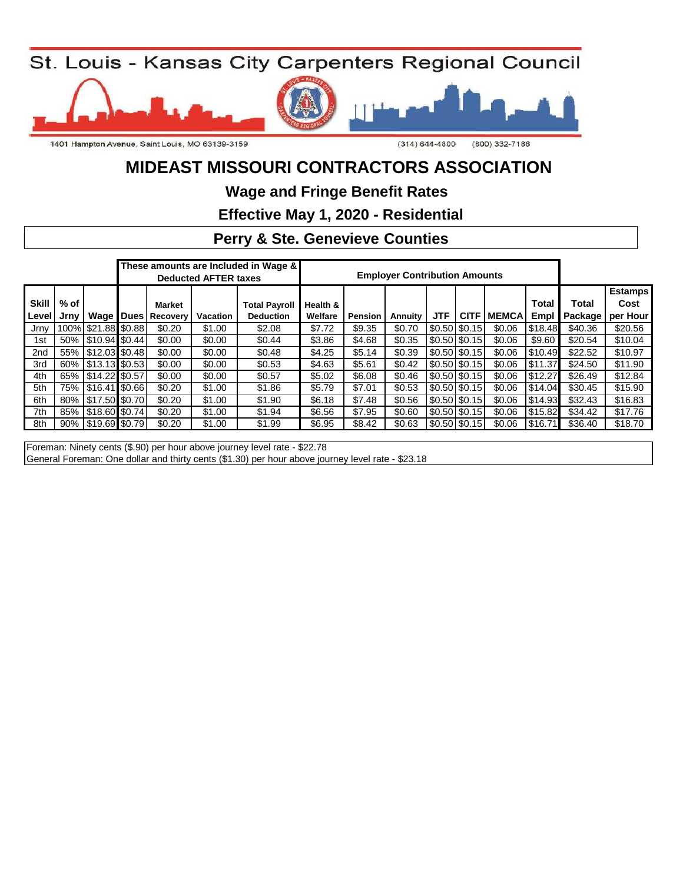St. Louis - Kansas City Carpenters Regional Council

1401 Hampton Avenue, Saint Louis, MO 63139-3159 (314) 644-4800 (800) 332-7188

# MIDEAST MISSOURI CONTRACTORS ASSOCIATION

## Wage and Fringe Benefit Rates

## Effective May 1, 2020 - Residential

## Perry & Ste. Genevieve Counties

| | | | These amounts are Included in Wage & Deducted AFTER taxes | | | | Employer Contribution Amounts | | | | | | | | |
|---|---|---|---|---|---|---|---|---|---|---|---|---|---|---|---|
| Skill Level | % of Jrny | Wage | Dues | Market Recovery | Vacation | Total Payroll Deduction | Health & Welfare | Pension | Annuity | JTF | CITF | MEMCA | Total Empl | Total Package | Estamps Cost per Hour |
| Jrny | 100% | $21.88 | $0.88 | $0.20 | $1.00 | $2.08 | $7.72 | $9.35 | $0.70 | $0.50 | $0.15 | $0.06 | $18.48 | $40.36 | $20.56 |
| 1st | 50% | $10.94 | $0.44 | $0.00 | $0.00 | $0.44 | $3.86 | $4.68 | $0.35 | $0.50 | $0.15 | $0.06 | $9.60 | $20.54 | $10.04 |
| 2nd | 55% | $12.03 | $0.48 | $0.00 | $0.00 | $0.48 | $4.25 | $5.14 | $0.39 | $0.50 | $0.15 | $0.06 | $10.49 | $22.52 | $10.97 |
| 3rd | 60% | $13.13 | $0.53 | $0.00 | $0.00 | $0.53 | $4.63 | $5.61 | $0.42 | $0.50 | $0.15 | $0.06 | $11.37 | $24.50 | $11.90 |
| 4th | 65% | $14.22 | $0.57 | $0.00 | $0.00 | $0.57 | $5.02 | $6.08 | $0.46 | $0.50 | $0.15 | $0.06 | $12.27 | $26.49 | $12.84 |
| 5th | 75% | $16.41 | $0.66 | $0.20 | $1.00 | $1.86 | $5.79 | $7.01 | $0.53 | $0.50 | $0.15 | $0.06 | $14.04 | $30.45 | $15.90 |
| 6th | 80% | $17.50 | $0.70 | $0.20 | $1.00 | $1.90 | $6.18 | $7.48 | $0.56 | $0.50 | $0.15 | $0.06 | $14.93 | $32.43 | $16.83 |
| 7th | 85% | $18.60 | $0.74 | $0.20 | $1.00 | $1.94 | $6.56 | $7.95 | $0.60 | $0.50 | $0.15 | $0.06 | $15.82 | $34.42 | $17.76 |
| 8th | 90% | $19.69 | $0.79 | $0.20 | $1.00 | $1.99 | $6.95 | $8.42 | $0.63 | $0.50 | $0.15 | $0.06 | $16.71 | $36.40 | $18.70 |

Foreman: Ninety cents ($.90) per hour above journey level rate - $22.78
General Foreman: One dollar and thirty cents ($1.30) per hour above journey level rate - $23.18